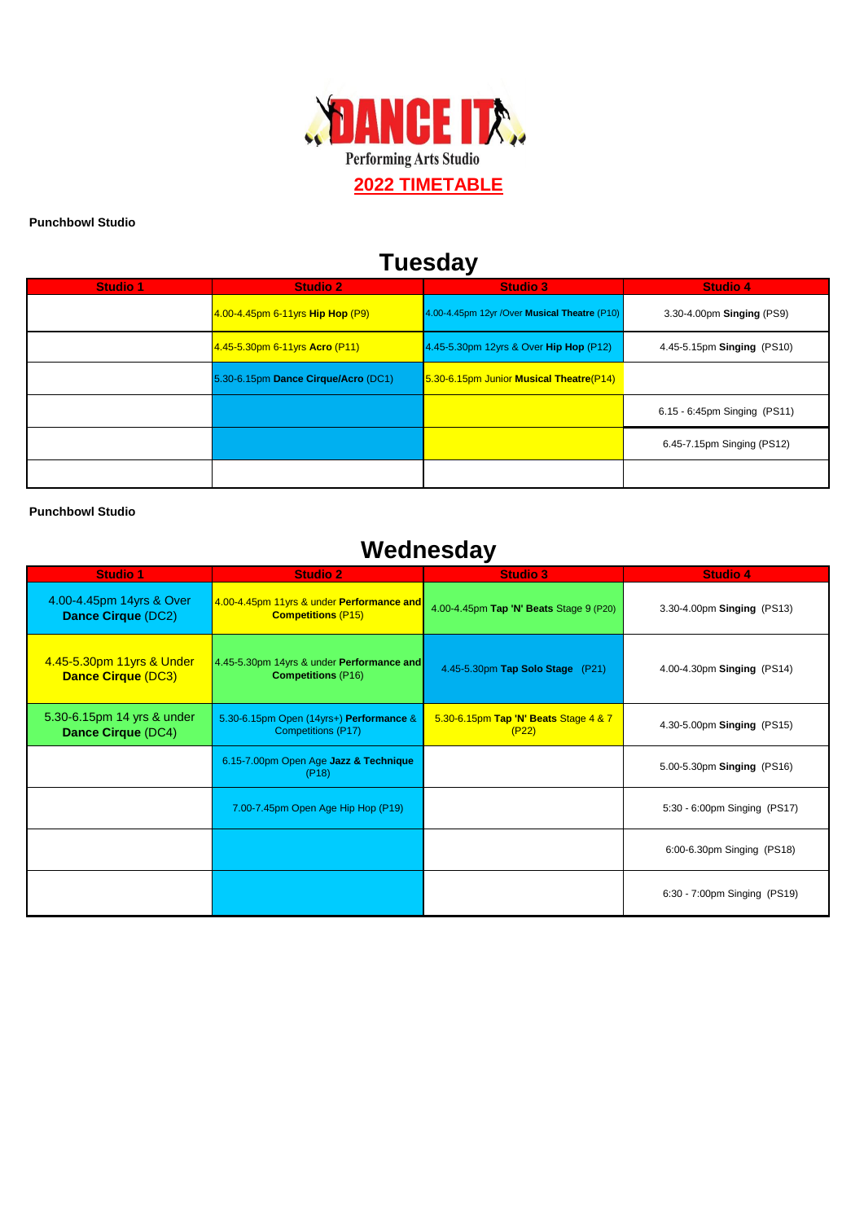# DANCE IT

Performing Arts Studio

## 2022 TIMETABLE

**Punchbowl Studio**

## Tuesday

| Studio 1 | Studio 2 | Studio 3 | Studio 4 |
|---|---|---|---|
| | 4.00-4.45pm 6-11yrs **Hip Hop** (P9) | 4.00-4.45pm 12yr /Over **Musical Theatre** (P10) | 3.30-4.00pm **Singing** (PS9) |
| | 4.45-5.30pm 6-11yrs **Acro** (P11) | 4.45-5.30pm 12yrs & Over **Hip Hop** (P12) | 4.45-5.15pm **Singing** (PS10) |
| | 5.30-6.15pm **Dance Cirque/Acro** (DC1) | 5.30-6.15pm Junior **Musical Theatre**(P14) | |
| | | | 6.15 - 6:45pm Singing (PS11) |
| | | | 6.45-7.15pm Singing (PS12) |
| | | | |

**Punchbowl Studio**

## Wednesday

| Studio 1 | Studio 2 | Studio 3 | Studio 4 |
|---|---|---|---|
| 4.00-4.45pm 14yrs & Over **Dance Cirque** (DC2) | 4.00-4.45pm 11yrs & under **Performance and Competitions** (P15) | 4.00-4.45pm **Tap 'N' Beats** Stage 9 (P20) | 3.30-4.00pm **Singing** (PS13) |
| 4.45-5.30pm 11yrs & Under **Dance Cirque** (DC3) | 4.45-5.30pm 14yrs & under **Performance and Competitions** (P16) | 4.45-5.30pm **Tap Solo Stage** (P21) | 4.00-4.30pm **Singing** (PS14) |
| 5.30-6.15pm 14 yrs & under **Dance Cirque** (DC4) | 5.30-6.15pm Open (14yrs+) **Performance** & Competitions (P17) | 5.30-6.15pm **Tap 'N' Beats** Stage 4 & 7 (P22) | 4.30-5.00pm **Singing** (PS15) |
| | 6.15-7.00pm Open Age **Jazz & Technique** (P18) | | 5.00-5.30pm **Singing** (PS16) |
| | 7.00-7.45pm Open Age Hip Hop (P19) | | 5:30 - 6:00pm Singing (PS17) |
| | | | 6:00-6.30pm Singing (PS18) |
| | | | 6:30 - 7:00pm Singing (PS19) |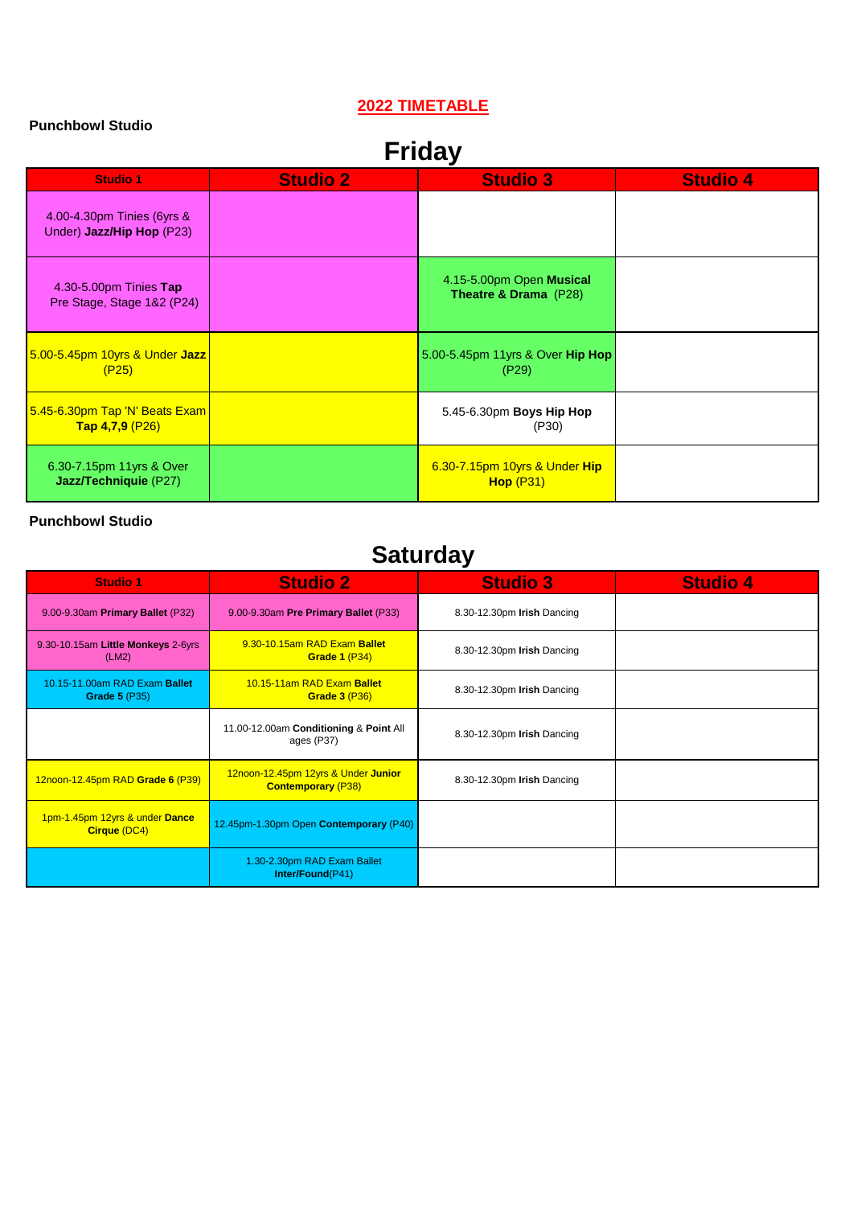## 2022 TIMETABLE

**Punchbowl Studio**

# Friday

| Studio 1 | Studio 2 | Studio 3 | Studio 4 |
|---|---|---|---|
| 4.00-4.30pm Tinies (6yrs & Under) **Jazz/Hip Hop** (P23) | | | |
| 4.30-5.00pm Tinies **Tap** Pre Stage, Stage 1&2 (P24) | | 4.15-5.00pm Open **Musical Theatre & Drama** (P28) | |
| 5.00-5.45pm 10yrs & Under **Jazz** (P25) | | 5.00-5.45pm 11yrs & Over **Hip Hop** (P29) | |
| 5.45-6.30pm Tap 'N' Beats Exam **Tap 4,7,9** (P26) | | 5.45-6.30pm **Boys Hip Hop** (P30) | |
| 6.30-7.15pm 11yrs & Over **Jazz/Techniquie** (P27) | | 6.30-7.15pm 10yrs & Under **Hip Hop** (P31) | |

**Punchbowl Studio**

# Saturday

| Studio 1 | Studio 2 | Studio 3 | Studio 4 |
|---|---|---|---|
| 9.00-9.30am **Primary Ballet** (P32) | 9.00-9.30am **Pre Primary Ballet** (P33) | 8.30-12.30pm **Irish** Dancing | |
| 9.30-10.15am **Little Monkeys** 2-6yrs (LM2) | 9.30-10.15am RAD Exam **Ballet Grade 1** (P34) | 8.30-12.30pm **Irish** Dancing | |
| 10.15-11.00am RAD Exam **Ballet Grade 5** (P35) | 10.15-11am RAD Exam **Ballet Grade 3** (P36) | 8.30-12.30pm **Irish** Dancing | |
| | 11.00-12.00am **Conditioning** & **Point** All ages (P37) | 8.30-12.30pm **Irish** Dancing | |
| 12noon-12.45pm RAD **Grade 6** (P39) | 12noon-12.45pm 12yrs & Under **Junior Contemporary** (P38) | 8.30-12.30pm **Irish** Dancing | |
| 1pm-1.45pm 12yrs & under **Dance Cirque** (DC4) | 12.45pm-1.30pm Open **Contemporary** (P40) | | |
| | 1.30-2.30pm RAD Exam Ballet **Inter/Found**(P41) | | |